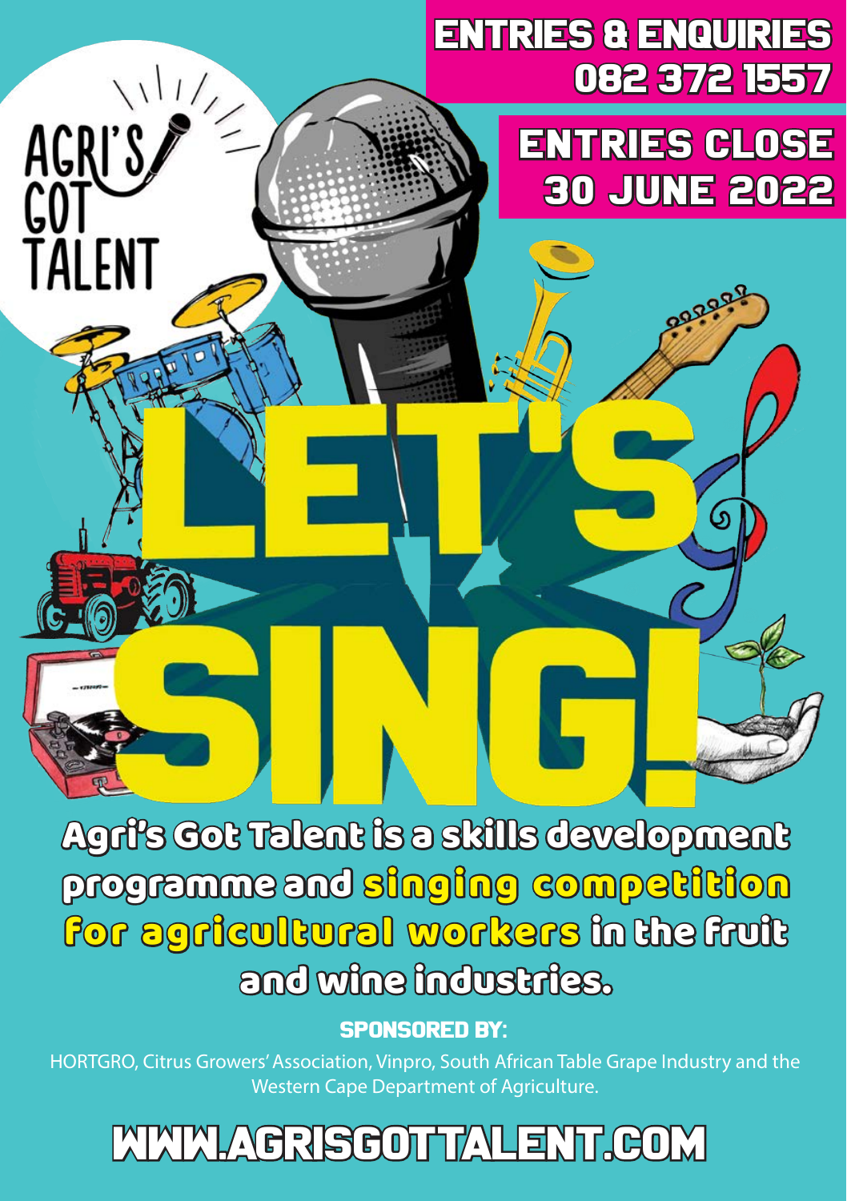**ENTRIES & ENQUIRIES 082 372 1557**

**ENTRIES CLOSE 30 JUNE 2022**

AGRI'S GOT TALENT

# LET'S SING!

**Agri's Got Talent is a skills development programme and singing competition for agricultural workers in the fruit and wine industries.**

**SPONSORED BY:**

HORTGRO, Citrus Growers' Association, Vinpro, South African Table Grape Industry and the Western Cape Department of Agriculture.

**WWW.AGRISGOTTALENT.COM**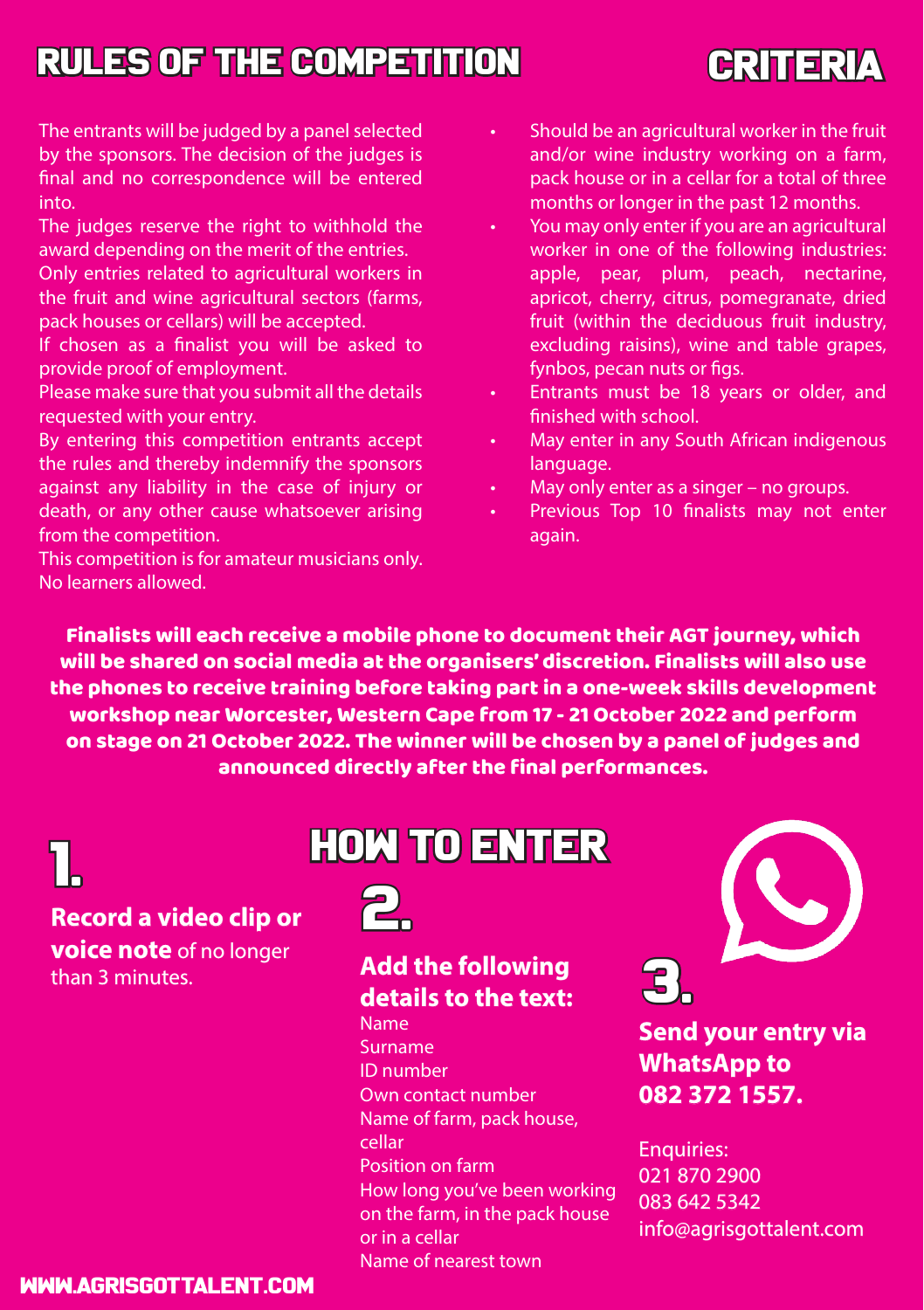## RULES OF THE COMPETITION

The entrants will be judged by a panel selected by the sponsors. The decision of the judges is final and no correspondence will be entered into.

The judges reserve the right to withhold the award depending on the merit of the entries.

Only entries related to agricultural workers in the fruit and wine agricultural sectors (farms, pack houses or cellars) will be accepted.

If chosen as a finalist you will be asked to provide proof of employment.

Please make sure that you submit all the details requested with your entry.

By entering this competition entrants accept the rules and thereby indemnify the sponsors against any liability in the case of injury or death, or any other cause whatsoever arising from the competition.

This competition is for amateur musicians only. No learners allowed.

## CRITERIA

- Should be an agricultural worker in the fruit and/or wine industry working on a farm, pack house or in a cellar for a total of three months or longer in the past 12 months.
- You may only enter if you are an agricultural worker in one of the following industries: apple, pear, plum, peach, nectarine, apricot, cherry, citrus, pomegranate, dried fruit (within the deciduous fruit industry, excluding raisins), wine and table grapes, fynbos, pecan nuts or figs.
- Entrants must be 18 years or older, and finished with school.
- May enter in any South African indigenous language.
- May only enter as a singer – no groups.
- Previous Top 10 finalists may not enter again.

**Finalists will each receive a mobile phone to document their AGT journey, which will be shared on social media at the organisers' discretion. Finalists will also use the phones to receive training before taking part in a one-week skills development workshop near Worcester, Western Cape from 17 - 21 October 2022 and perform on stage on 21 October 2022. The winner will be chosen by a panel of judges and announced directly after the final performances.**

## HOW TO ENTER

**1.**

**Record a video clip or voice note** of no longer than 3 minutes.

**2.**

**Add the following details to the text:**

Name
Surname
ID number
Own contact number
Name of farm, pack house, cellar
Position on farm
How long you've been working on the farm, in the pack house or in a cellar
Name of nearest town

**3.**

**Send your entry via WhatsApp to 082 372 1557.**

Enquiries:
021 870 2900
083 642 5342
info@agrisgottalent.com

WWW.AGRISGOTTALENT.COM